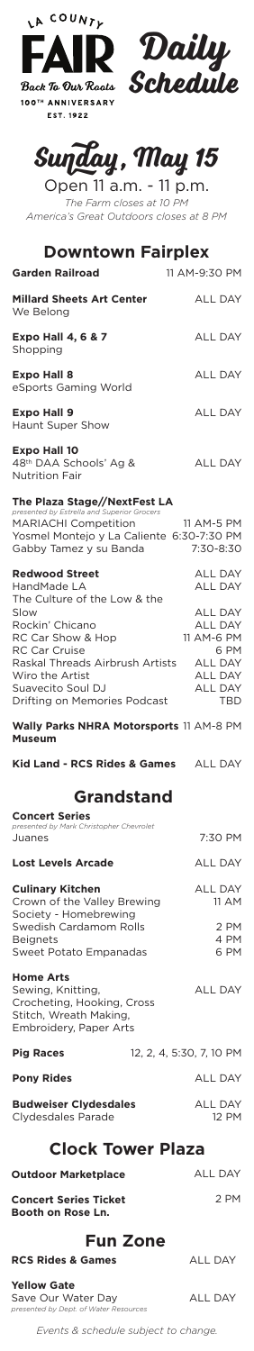LA COUNTY **FAIR** Back To Our Roots

100TH ANNIVERSARY

EST. 1922

**Daily Schedule**

# Sunday, May 15

Open 11 a.m. - 11 p.m.

*The Farm closes at 10 PM*

*America's Great Outdoors closes at 8 PM*

## Downtown Fairplex

| | |
|---|---|
| **Garden Railroad** | 11 AM-9:30 PM |
| **Millard Sheets Art Center** We Belong | ALL DAY |
| **Expo Hall 4, 6 & 7** Shopping | ALL DAY |
| **Expo Hall 8** eSports Gaming World | ALL DAY |
| **Expo Hall 9** Haunt Super Show | ALL DAY |
| **Expo Hall 10** 48th DAA Schools' Ag & Nutrition Fair | ALL DAY |

**The Plaza Stage//NextFest LA**
*presented by Estrella and Superior Grocers*

| | |
|---|---|
| MARIACHI Competition | 11 AM-5 PM |
| Yosmel Montejo y La Caliente | 6:30-7:30 PM |
| Gabby Tamez y su Banda | 7:30-8:30 |

| | |
|---|---|
| **Redwood Street** | ALL DAY |
| HandMade LA | ALL DAY |
| The Culture of the Low & the Slow | ALL DAY |
| Rockin' Chicano | ALL DAY |
| RC Car Show & Hop | 11 AM-6 PM |
| RC Car Cruise | 6 PM |
| Raskal Threads Airbrush Artists | ALL DAY |
| Wiro the Artist | ALL DAY |
| Suavecito Soul DJ | ALL DAY |
| Drifting on Memories Podcast | TBD |

| | |
|---|---|
| **Wally Parks NHRA Motorsports Museum** | 11 AM-8 PM |
| **Kid Land - RCS Rides & Games** | ALL DAY |

## Grandstand

**Concert Series**
*presented by Mark Christopher Chevrolet*

| | |
|---|---|
| Juanes | 7:30 PM |
| **Lost Levels Arcade** | ALL DAY |
| **Culinary Kitchen** | ALL DAY |
| Crown of the Valley Brewing Society - Homebrewing | 11 AM |
| Swedish Cardamom Rolls | 2 PM |
| Beignets | 4 PM |
| Sweet Potato Empanadas | 6 PM |
| **Home Arts** Sewing, Knitting, Crocheting, Hooking, Cross Stitch, Wreath Making, Embroidery, Paper Arts | ALL DAY |
| **Pig Races** | 12, 2, 4, 5:30, 7, 10 PM |
| **Pony Rides** | ALL DAY |
| **Budweiser Clydesdales** | ALL DAY |
| Clydesdales Parade | 12 PM |

## Clock Tower Plaza

| | |
|---|---|
| **Outdoor Marketplace** | ALL DAY |
| **Concert Series Ticket Booth on Rose Ln.** | 2 PM |

## Fun Zone

| | |
|---|---|
| **RCS Rides & Games** | ALL DAY |
| **Yellow Gate** Save Our Water Day *presented by Dept. of Water Resources* | ALL DAY |

*Events & schedule subject to change.*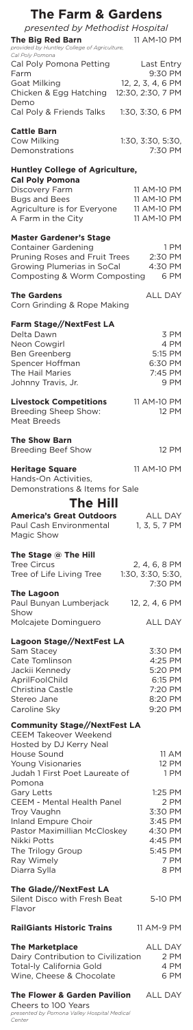# The Farm & Gardens

*presented by Methodist Hospital*

### The Big Red Barn — 11 AM-10 PM

*provided by Huntley College of Agriculture, Cal Poly Pomona*

| | |
|---|---|
| Cal Poly Pomona Petting Farm | Last Entry 9:30 PM |
| Goat Milking | 12, 2, 3, 4, 6 PM |
| Chicken & Egg Hatching Demo | 12:30, 2:30, 7 PM |
| Cal Poly & Friends Talks | 1:30, 3:30, 6 PM |

### Cattle Barn

| | |
|---|---|
| Cow Milking Demonstrations | 1:30, 3:30, 5:30, 7:30 PM |

### Huntley College of Agriculture, Cal Poly Pomona

| | |
|---|---|
| Discovery Farm | 11 AM-10 PM |
| Bugs and Bees | 11 AM-10 PM |
| Agriculture is for Everyone | 11 AM-10 PM |
| A Farm in the City | 11 AM-10 PM |

### Master Gardener's Stage

| | |
|---|---|
| Container Gardening | 1 PM |
| Pruning Roses and Fruit Trees | 2:30 PM |
| Growing Plumerias in SoCal | 4:30 PM |
| Composting & Worm Composting | 6 PM |

### The Gardens — ALL DAY

Corn Grinding & Rope Making

### Farm Stage//NextFest LA

| | |
|---|---|
| Delta Dawn | 3 PM |
| Neon Cowgirl | 4 PM |
| Ben Greenberg | 5:15 PM |
| Spencer Hoffman | 6:30 PM |
| The Hail Maries | 7:45 PM |
| Johnny Travis, Jr. | 9 PM |

### Livestock Competitions — 11 AM-10 PM

| | |
|---|---|
| Breeding Sheep Show: Meat Breeds | 12 PM |

### The Show Barn

| | |
|---|---|
| Breeding Beef Show | 12 PM |

### Heritage Square — 11 AM-10 PM

Hands-On Activities, Demonstrations & Items for Sale

# The Hill

### America's Great Outdoors — ALL DAY

| | |
|---|---|
| Paul Cash Environmental Magic Show | 1, 3, 5, 7 PM |

### The Stage @ The Hill

| | |
|---|---|
| Tree Circus | 2, 4, 6, 8 PM |
| Tree of Life Living Tree | 1:30, 3:30, 5:30, 7:30 PM |

### The Lagoon

| | |
|---|---|
| Paul Bunyan Lumberjack Show | 12, 2, 4, 6 PM |
| Molcajete Dominguero | ALL DAY |

### Lagoon Stage//NextFest LA

| | |
|---|---|
| Sam Stacey | 3:30 PM |
| Cate Tomlinson | 4:25 PM |
| Jackii Kennedy | 5:20 PM |
| AprilFoolChild | 6:15 PM |
| Christina Castle | 7:20 PM |
| Stereo Jane | 8:20 PM |
| Caroline Sky | 9:20 PM |

### Community Stage//NextFest LA

CEEM Takeover Weekend

| | |
|---|---|
| Hosted by DJ Kerry Neal House Sound | 11 AM |
| Young Visionaries | 12 PM |
| Judah 1 First Poet Laureate of Pomona | 1 PM |
| Gary Letts | 1:25 PM |
| CEEM - Mental Health Panel | 2 PM |
| Troy Vaughn | 3:30 PM |
| Inland Empure Choir | 3:45 PM |
| Pastor Maximillian McCloskey | 4:30 PM |
| Nikki Potts | 4:45 PM |
| The Trilogy Group | 5:45 PM |
| Ray Wimely | 7 PM |
| Diarra Sylla | 8 PM |

### The Glade//NextFest LA

| | |
|---|---|
| Silent Disco with Fresh Beat Flavor | 5-10 PM |

### RailGiants Historic Trains — 11 AM-9 PM

### The Marketplace — ALL DAY

| | |
|---|---|
| Dairy Contribution to Civilization | 2 PM |
| Total-ly California Gold | 4 PM |
| Wine, Cheese & Chocolate | 6 PM |

### The Flower & Garden Pavilion — ALL DAY

Cheers to 100 Years

*presented by Pomona Valley Hospital Medical Center*